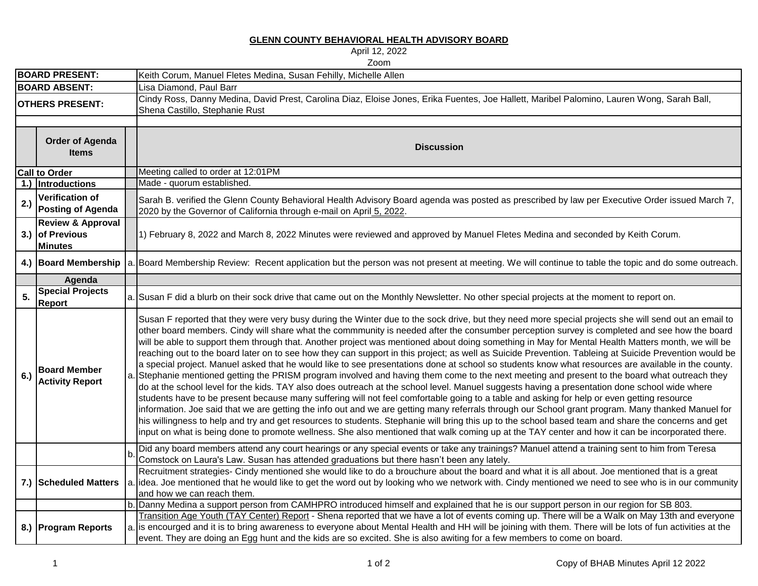# GLENN COUNTY BEHAVIORAL HEALTH ADVISORY BOARD

April 12, 2022

Zoom

| | | | |
|---|---|---|---|
| **BOARD PRESENT:** | | | Keith Corum, Manuel Fletes Medina, Susan Fehilly, Michelle Allen |
| **BOARD ABSENT:** | | | Lisa Diamond, Paul Barr |
| **OTHERS PRESENT:** | | | Cindy Ross, Danny Medina, David Prest, Carolina Diaz, Eloise Jones, Erika Fuentes, Joe Hallett, Maribel Palomino, Lauren Wong, Sarah Ball, Shena Castillo, Stephanie Rust |

| | **Order of Agenda Items** | | **Discussion** |
|---|---|---|---|
| **Call to Order** | | | Meeting called to order at 12:01PM |
| **1.)** | **Introductions** | | Made - quorum established. |
| **2.)** | **Verification of Posting of Agenda** | | Sarah B. verified the Glenn County Behavioral Health Advisory Board agenda was posted as prescribed by law per Executive Order issued March 7, 2020 by the Governor of California through e-mail on April 5, 2022. |
| **3.)** | **Review & Approval of Previous Minutes** | | 1) February 8, 2022 and March 8, 2022 Minutes were reviewed and approved by Manuel Fletes Medina and seconded by Keith Corum. |
| **4.)** | **Board Membership** | a. | Board Membership Review: Recent application but the person was not present at meeting. We will continue to table the topic and do some outreach. |
| | **Agenda** | | |
| **5.** | **Special Projects Report** | a. | Susan F did a blurb on their sock drive that came out on the Monthly Newsletter. No other special projects at the moment to report on. |
| **6.)** | **Board Member Activity Report** | a. | Susan F reported that they were very busy during the Winter due to the sock drive, but they need more special projects she will send out an email to other board members. Cindy will share what the commmunity is needed after the consumer perception survey is completed and see how the board will be able to support them through that. Another project was mentioned about doing something in May for Mental Health Matters month, we will be reaching out to the board later on to see how they can support in this project; as well as Suicide Prevention. Tableing at Suicide Prevention would be a special project. Manuel asked that he would like to see presentations done at school so students know what resources are available in the county. Stephanie mentioned getting the PRISM program involved and having them come to the next meeting and present to the board what outreach they do at the school level for the kids. TAY also does outreach at the school level. Manuel suggests having a presentation done school wide where students have to be present because many suffering will not feel comfortable going to a table and asking for help or even getting resource information. Joe said that we are getting the info out and we are getting many referrals through our School grant program. Many thanked Manuel for his willingness to help and try and get resources to students. Stephanie will bring this up to the school based team and share the concerns and get input on what is being done to promote wellness. She also mentioned that walk coming up at the TAY center and how it can be incorporated there. |
| | | b. | Did any board members attend any court hearings or any special events or take any trainings? Manuel attend a training sent to him from Teresa Comstock on Laura's Law. Susan has attended graduations but there hasn't been any lately. |
| **7.)** | **Scheduled Matters** | a. | Recruitment strategies- Cindy mentioned she would like to do a brouchure about the board and what it is all about. Joe mentioned that is a great idea. Joe mentioned that he would like to get the word out by looking who we network with. Cindy mentioned we need to see who is in our community and how we can reach them. |
| | | b. | Danny Medina a support person from CAMHPRO introduced himself and explained that he is our support person in our region for SB 803. |
| **8.)** | **Program Reports** | a. | Transition Age Youth (TAY Center) Report - Shena reported that we have a lot of events coming up. There will be a Walk on May 13th and everyone is encouraged and it is to bring awareness to everyone about Mental Health and HH will be joining with them. There will be lots of fun activities at the event. They are doing an Egg hunt and the kids are so excited. She is also awiting for a few members to come on board. |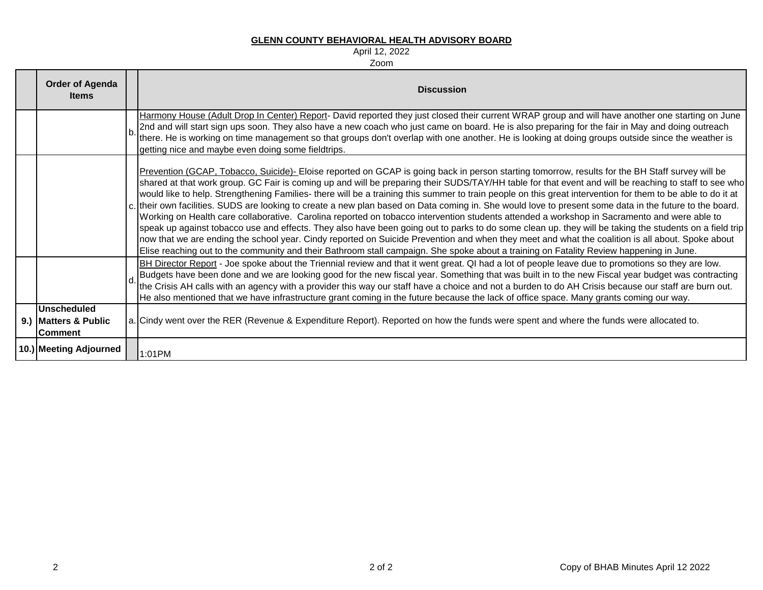**GLENN COUNTY BEHAVIORAL HEALTH ADVISORY BOARD**

April 12, 2022

Zoom

| | Order of Agenda Items | | Discussion |
|---|---|---|---|
| | | b. | Harmony House (Adult Drop In Center) Report- David reported they just closed their current WRAP group and will have another one starting on June 2nd and will start sign ups soon. They also have a new coach who just came on board. He is also preparing for the fair in May and doing outreach there. He is working on time management so that groups don't overlap with one another. He is looking at doing groups outside since the weather is getting nice and maybe even doing some fieldtrips. |
| | | c. | Prevention (GCAP, Tobacco, Suicide)- Eloise reported on GCAP is going back in person starting tomorrow, results for the BH Staff survey will be shared at that work group. GC Fair is coming up and will be preparing their SUDS/TAY/HH table for that event and will be reaching to staff to see who would like to help. Strengthening Families- there will be a training this summer to train people on this great intervention for them to be able to do it at their own facilities. SUDS are looking to create a new plan based on Data coming in. She would love to present some data in the future to the board. Working on Health care collaborative. Carolina reported on tobacco intervention students attended a workshop in Sacramento and were able to speak up against tobacco use and effects. They also have been going out to parks to do some clean up. they will be taking the students on a field trip now that we are ending the school year. Cindy reported on Suicide Prevention and when they meet and what the coalition is all about. Spoke about Elise reaching out to the community and their Bathroom stall campaign. She spoke about a training on Fatality Review happening in June. |
| | | d. | BH Director Report - Joe spoke about the Triennial review and that it went great. QI had a lot of people leave due to promotions so they are low. Budgets have been done and we are looking good for the new fiscal year. Something that was built in to the new Fiscal year budget was contracting the Crisis AH calls with an agency with a provider this way our staff have a choice and not a burden to do AH Crisis because our staff are burn out. He also mentioned that we have infrastructure grant coming in the future because the lack of office space. Many grants coming our way. |
| 9.) | **Unscheduled Matters & Public Comment** | a. | Cindy went over the RER (Revenue & Expenditure Report). Reported on how the funds were spent and where the funds were allocated to. |
| 10.) | **Meeting Adjourned** | | 1:01PM |